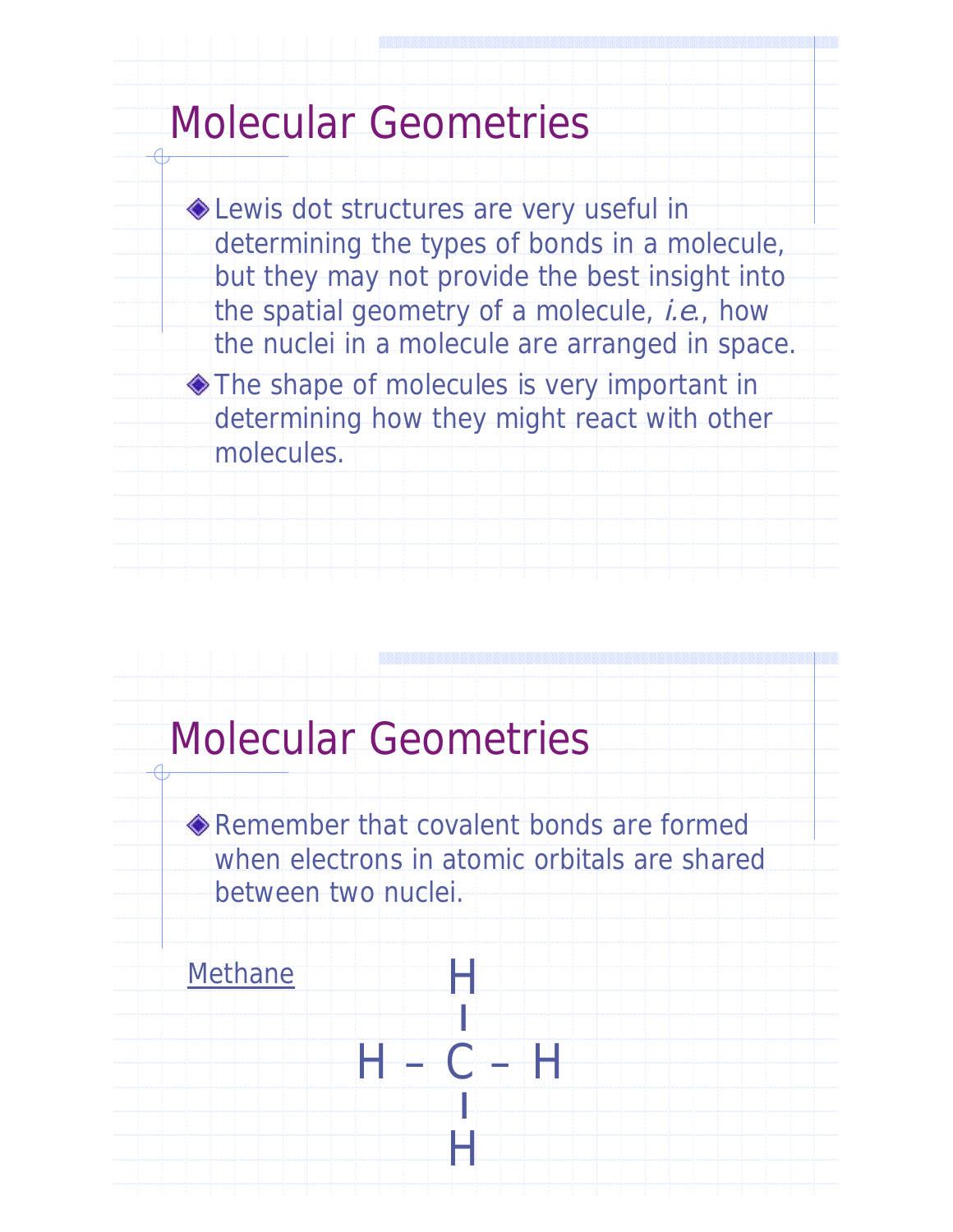# Molecular Geometries

- Lewis dot structures are very useful in determining the types of bonds in a molecule, but they may not provide the best insight into the spatial geometry of a molecule, *i.e.*, how the nuclei in a molecule are arranged in space.
- The shape of molecules is very important in determining how they might react with other molecules.

# Molecular Geometries

- Remember that covalent bonds are formed when electrons in atomic orbitals are shared between two nuclei.

Methane

```
     H
     |
H –  C – H
     |
     H
```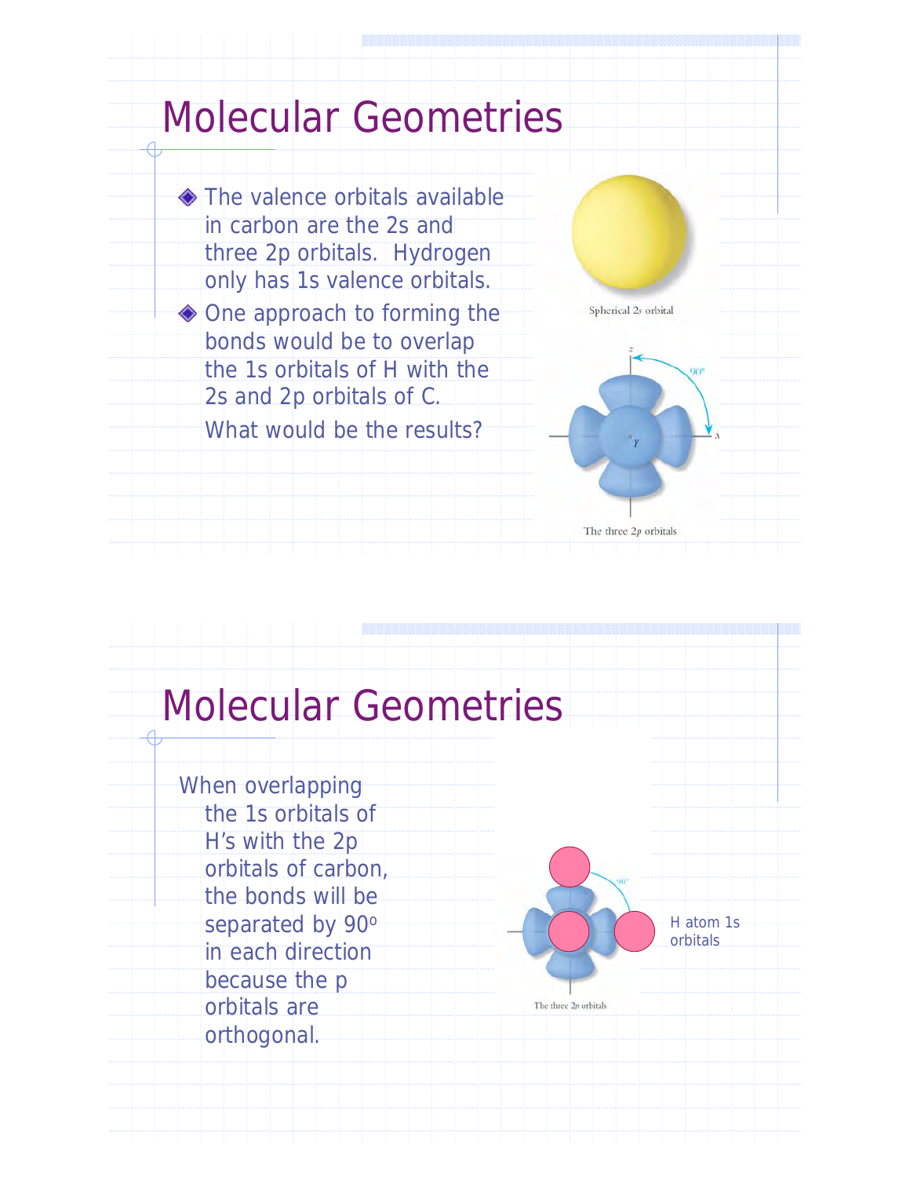# Molecular Geometries

- The valence orbitals available in carbon are the 2s and three 2p orbitals. Hydrogen only has 1s valence orbitals.
- One approach to forming the bonds would be to overlap the 1s orbitals of H with the 2s and 2p orbitals of C.

  What would be the results?

Spherical 2s orbital

The three 2p orbitals

# Molecular Geometries

When overlapping the 1s orbitals of H's with the 2p orbitals of carbon, the bonds will be separated by 90º in each direction because the p orbitals are orthogonal.

H atom 1s orbitals

The three 2p orbitals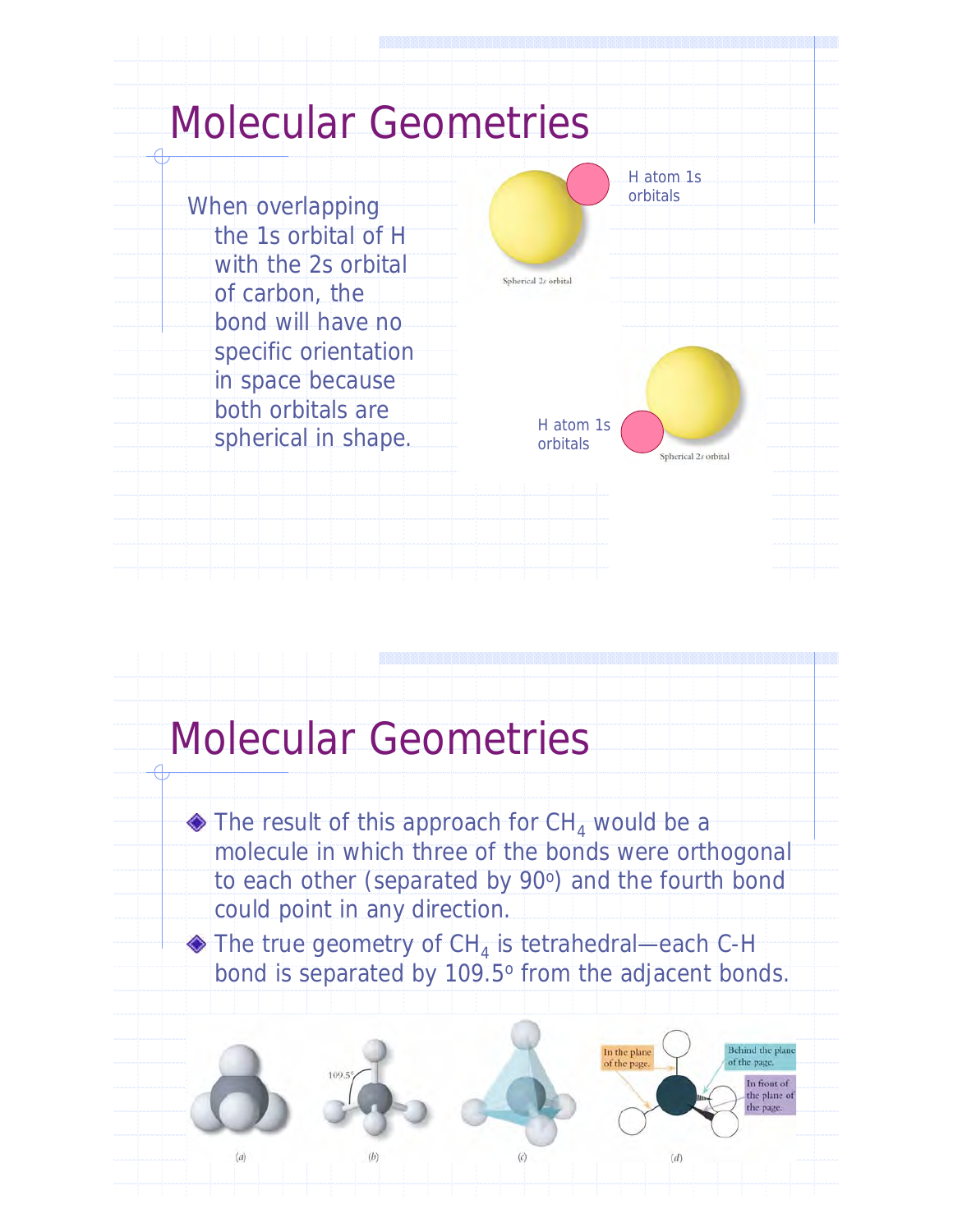# Molecular Geometries

When overlapping the 1s orbital of H with the 2s orbital of carbon, the bond will have no specific orientation in space because both orbitals are spherical in shape.

H atom 1s orbitals

Spherical 2s orbital

H atom 1s orbitals

Spherical 2s orbital

# Molecular Geometries

- The result of this approach for $CH_4$ would be a molecule in which three of the bonds were orthogonal to each other (separated by 90°) and the fourth bond could point in any direction.
- The true geometry of $CH_4$ is tetrahedral—each C-H bond is separated by 109.5° from the adjacent bonds.

109.5°

In the plane of the page.

Behind the plane of the page.

In front of the plane of the page.

(a) (b) (c) (d)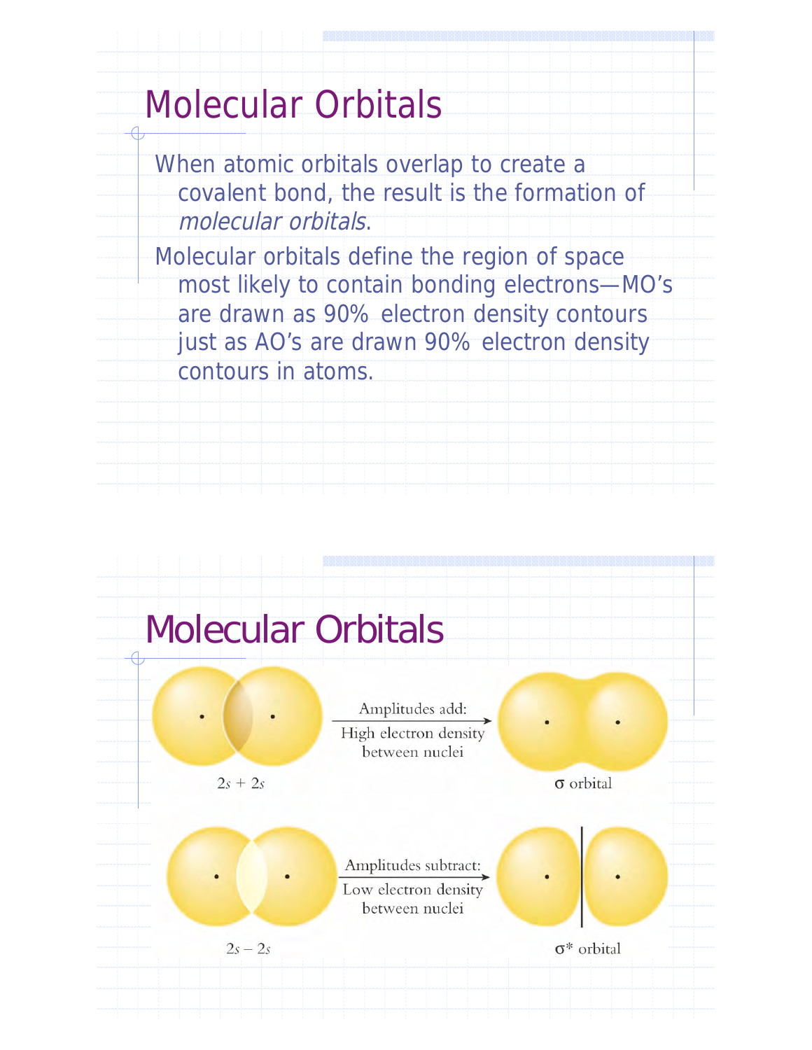# Molecular Orbitals

When atomic orbitals overlap to create a covalent bond, the result is the formation of *molecular orbitals*.

Molecular orbitals define the region of space most likely to contain bonding electrons—MO's are drawn as 90% electron density contours just as AO's are drawn 90% electron density contours in atoms.

# Molecular Orbitals

$2s + 2s$ → Amplitudes add: High electron density between nuclei → σ orbital

$2s - 2s$ → Amplitudes subtract: Low electron density between nuclei → σ* orbital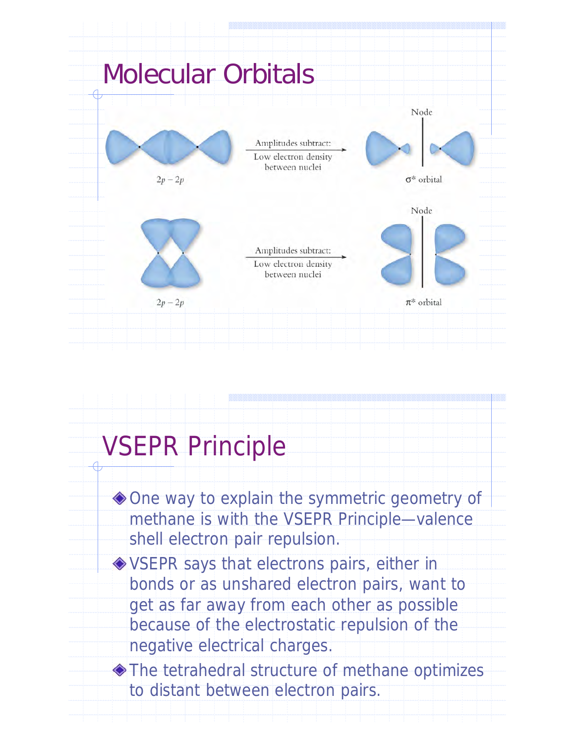# Molecular Orbitals

$2p - 2p$

Amplitudes subtract:
Low electron density between nuclei

Node

$\sigma^*$ orbital

$2p - 2p$

Amplitudes subtract:
Low electron density between nuclei

Node

$\pi^*$ orbital

# VSEPR Principle

- One way to explain the symmetric geometry of methane is with the VSEPR Principle—valence shell electron pair repulsion.
- VSEPR says that electrons pairs, either in bonds or as unshared electron pairs, want to get as far away from each other as possible because of the electrostatic repulsion of the negative electrical charges.
- The tetrahedral structure of methane optimizes to distant between electron pairs.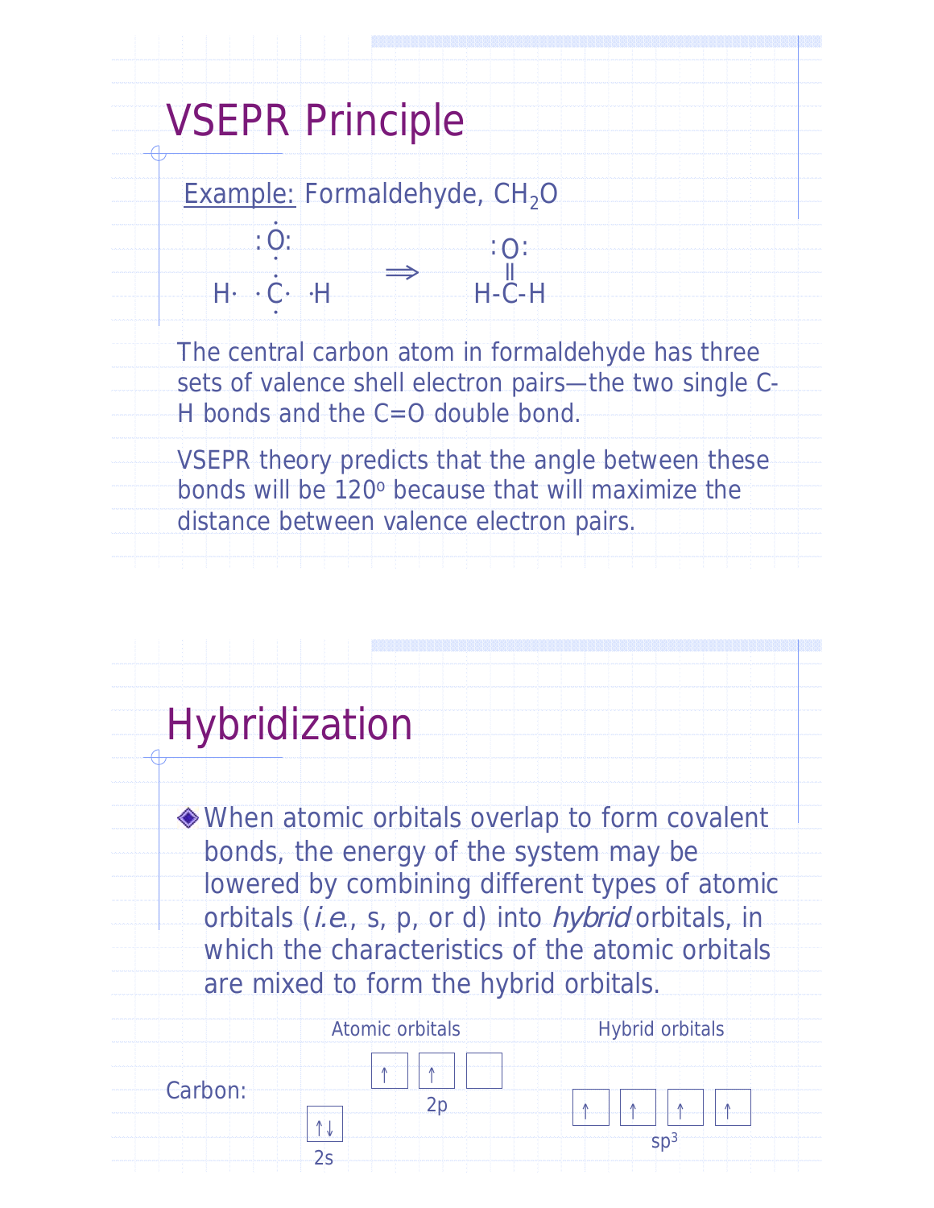# VSEPR Principle

Example: Formaldehyde, $CH_2O$

```
      .
     :O:                     :O:
      .                       ||
      .          ⟹
 H·  ·C·  ·H              H-C-H
      .
```

The central carbon atom in formaldehyde has three sets of valence shell electron pairs—the two single C-H bonds and the C=O double bond.

VSEPR theory predicts that the angle between these bonds will be 120º because that will maximize the distance between valence electron pairs.

# Hybridization

- When atomic orbitals overlap to form covalent bonds, the energy of the system may be lowered by combining different types of atomic orbitals (*i.e.*, s, p, or d) into *hybrid* orbitals, in which the characteristics of the atomic orbitals are mixed to form the hybrid orbitals.

Carbon:

| | Atomic orbitals | Hybrid orbitals |
|---|---|---|
| 2p | ↑ ↑ (empty) | |
| 2s | ↑↓ | |
| $sp^3$ | | ↑ ↑ ↑ ↑ |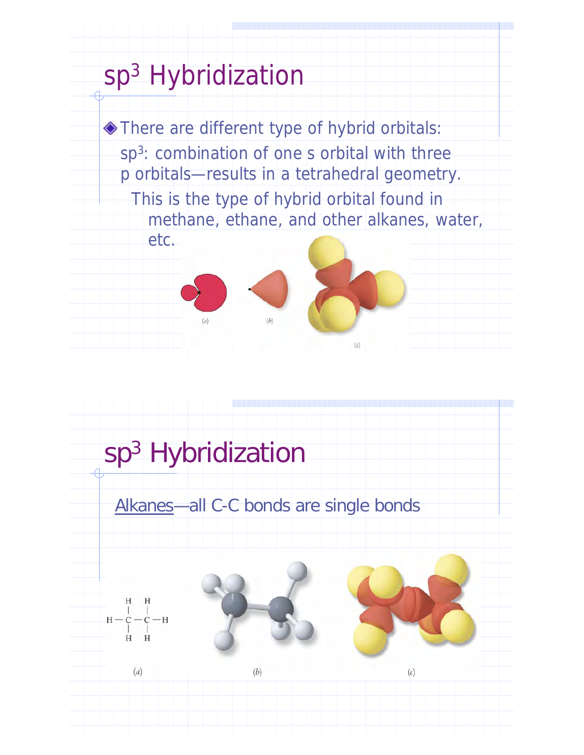# $sp^3$ Hybridization

- There are different type of hybrid orbitals:
  $sp^3$: combination of one s orbital with three p orbitals—results in a tetrahedral geometry.
  - This is the type of hybrid orbital found in methane, ethane, and other alkanes, water, etc.

(a) (b) (c)

# $sp^3$ Hybridization

Alkanes—all C-C bonds are single bonds

```
    H   H
    |   |
H — C — C — H
    |   |
    H   H
```

(a) (b) (c)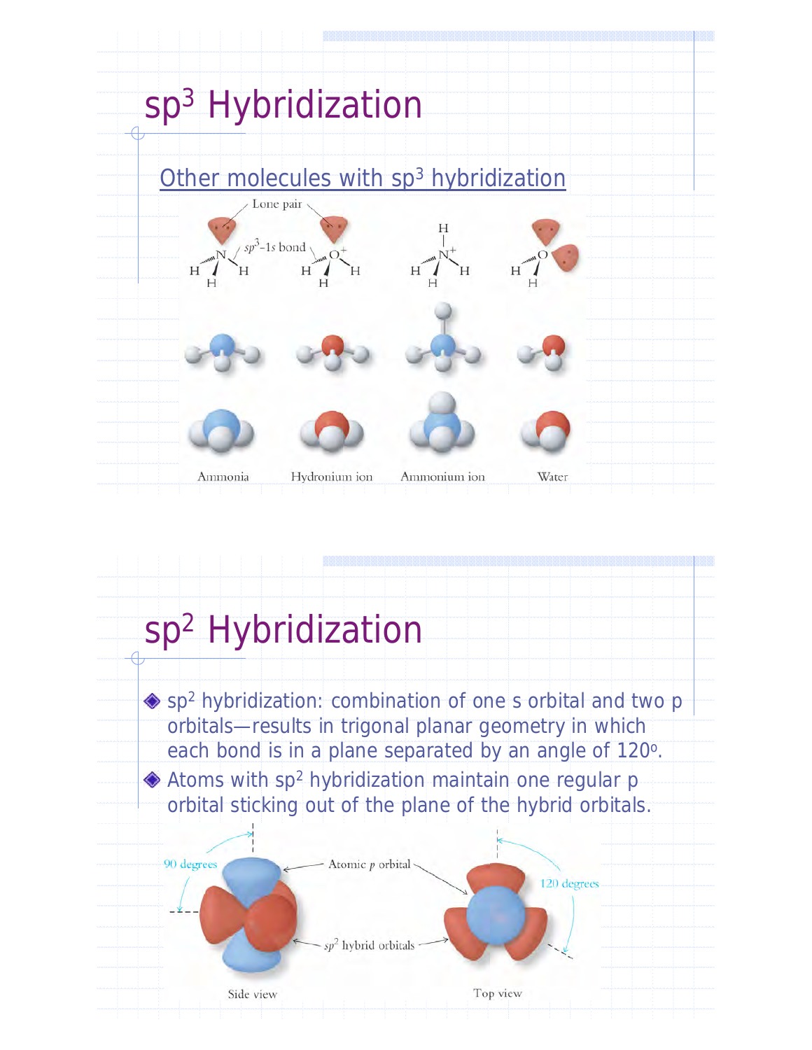# $sp^3$ Hybridization

Other molecules with $sp^3$ hybridization

Lone pair

$sp^3$–1s bond

Ammonia

Hydronium ion

Ammonium ion

Water

# $sp^2$ Hybridization

- $sp^2$ hybridization: combination of one s orbital and two p orbitals—results in trigonal planar geometry in which each bond is in a plane separated by an angle of 120°.
- Atoms with $sp^2$ hybridization maintain one regular p orbital sticking out of the plane of the hybrid orbitals.

90 degrees

Atomic *p* orbital

120 degrees

$sp^2$ hybrid orbitals

Side view

Top view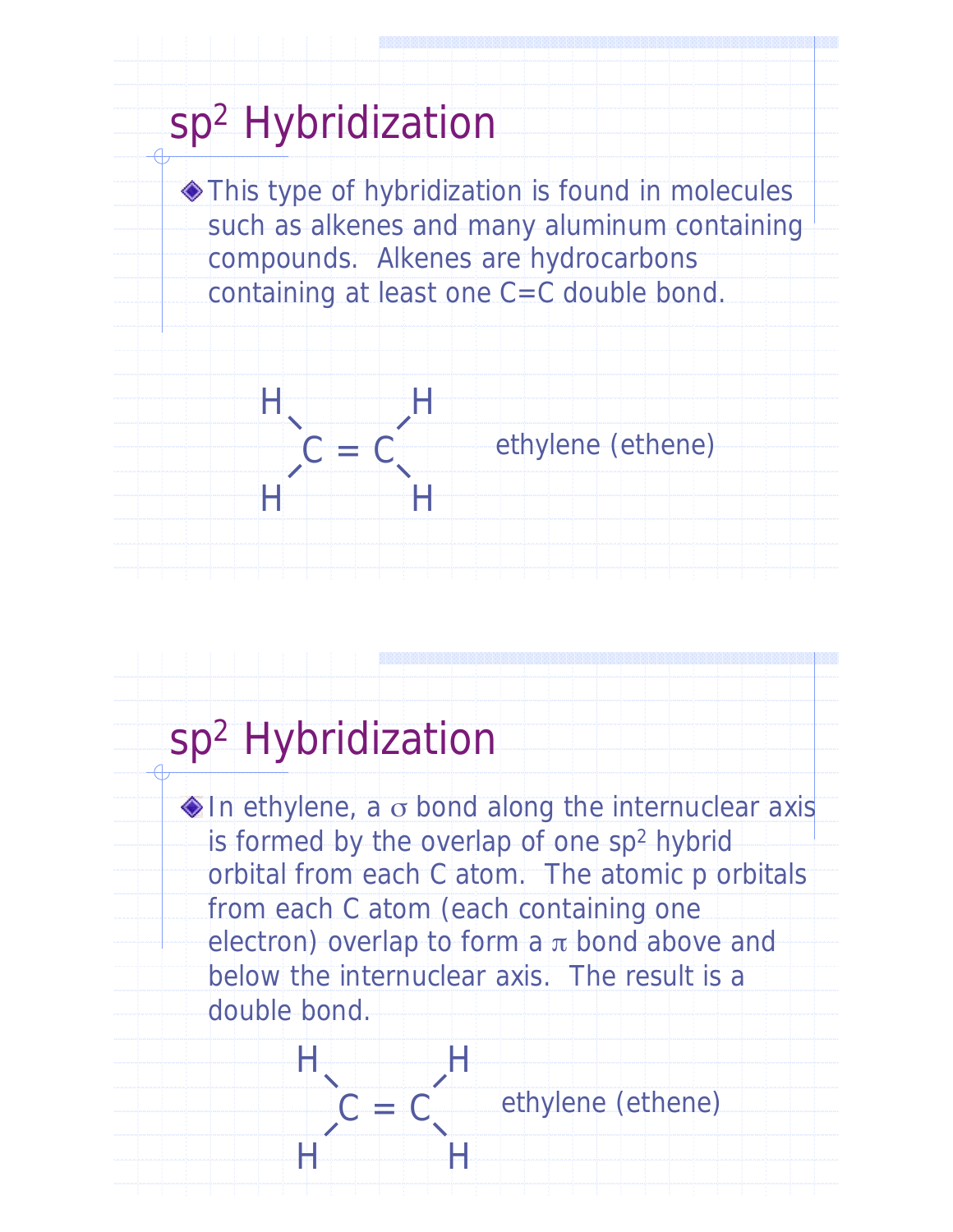# $sp^2$ Hybridization

- This type of hybridization is found in molecules such as alkenes and many aluminum containing compounds. Alkenes are hydrocarbons containing at least one C=C double bond.

```
H       H
 \     /
  C = C        ethylene (ethene)
 /     \
H       H
```

# $sp^2$ Hybridization

- In ethylene, a $\sigma$ bond along the internuclear axis is formed by the overlap of one $sp^2$ hybrid orbital from each C atom. The atomic p orbitals from each C atom (each containing one electron) overlap to form a $\pi$ bond above and below the internuclear axis. The result is a double bond.

```
H       H
 \     /
  C = C        ethylene (ethene)
 /     \
H       H
```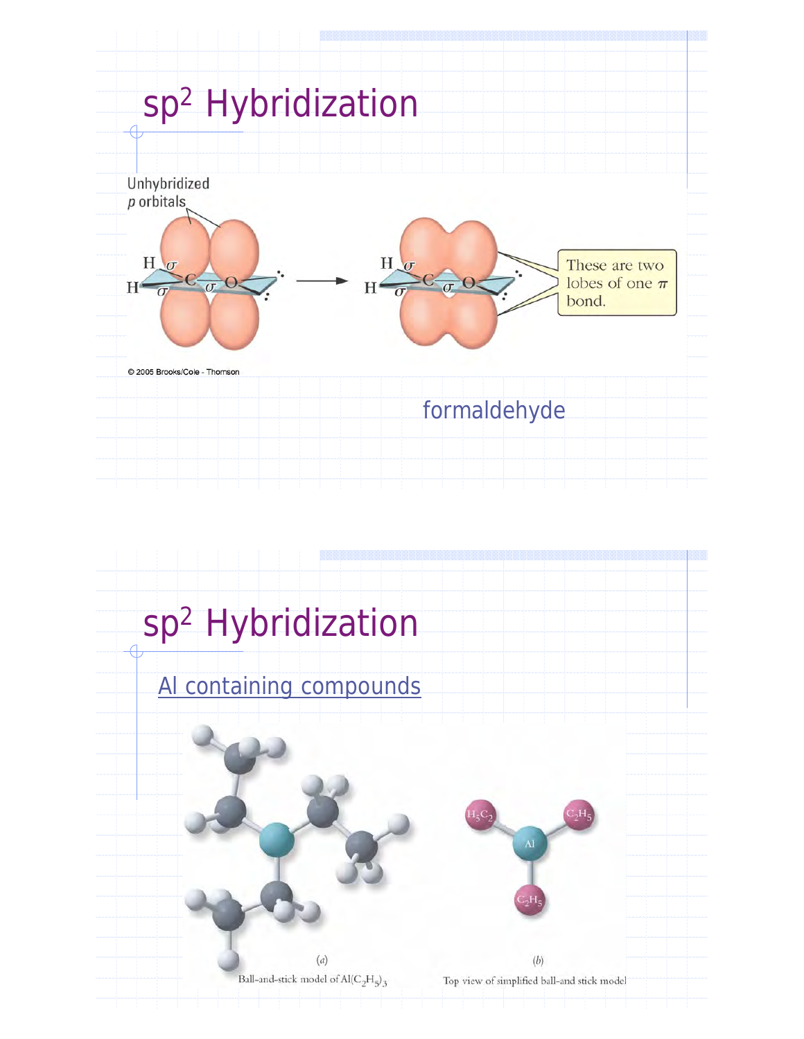# sp$^2$ Hybridization

Unhybridized $p$ orbitals

These are two lobes of one $\pi$ bond.

© 2005 Brooks/Cole - Thomson

formaldehyde

# sp$^2$ Hybridization

Al containing compounds

(a) Ball-and-stick model of $Al(C_2H_5)_3$

(b) Top view of simplified ball-and stick model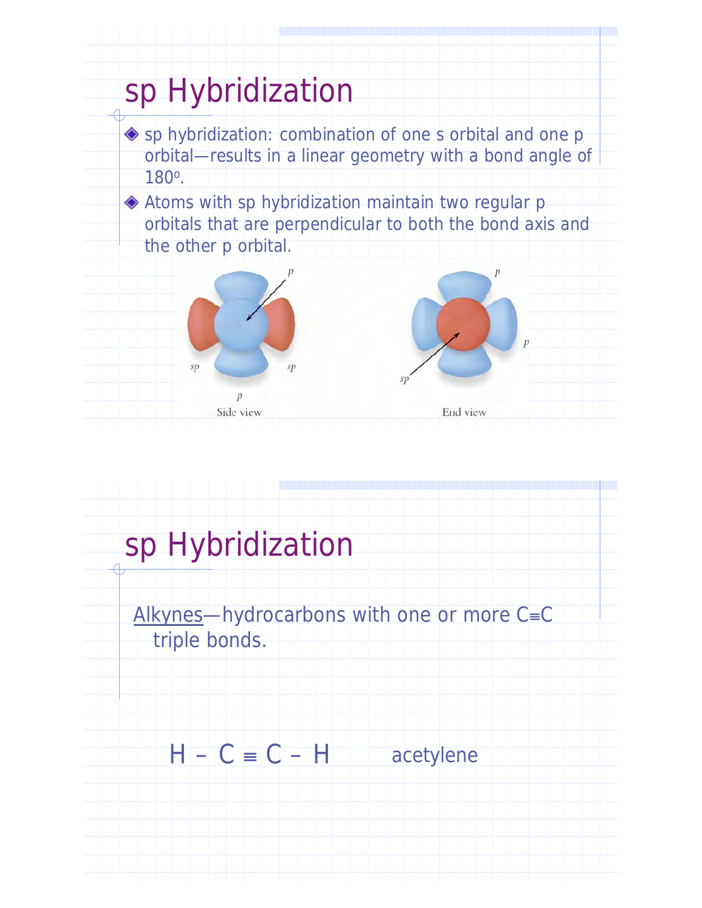# sp Hybridization

- sp hybridization: combination of one s orbital and one p orbital—results in a linear geometry with a bond angle of 180º.
- Atoms with sp hybridization maintain two regular p orbitals that are perpendicular to both the bond axis and the other p orbital.

Side view

End view

# sp Hybridization

Alkynes—hydrocarbons with one or more C≡C triple bonds.

H – C ≡ C – H acetylene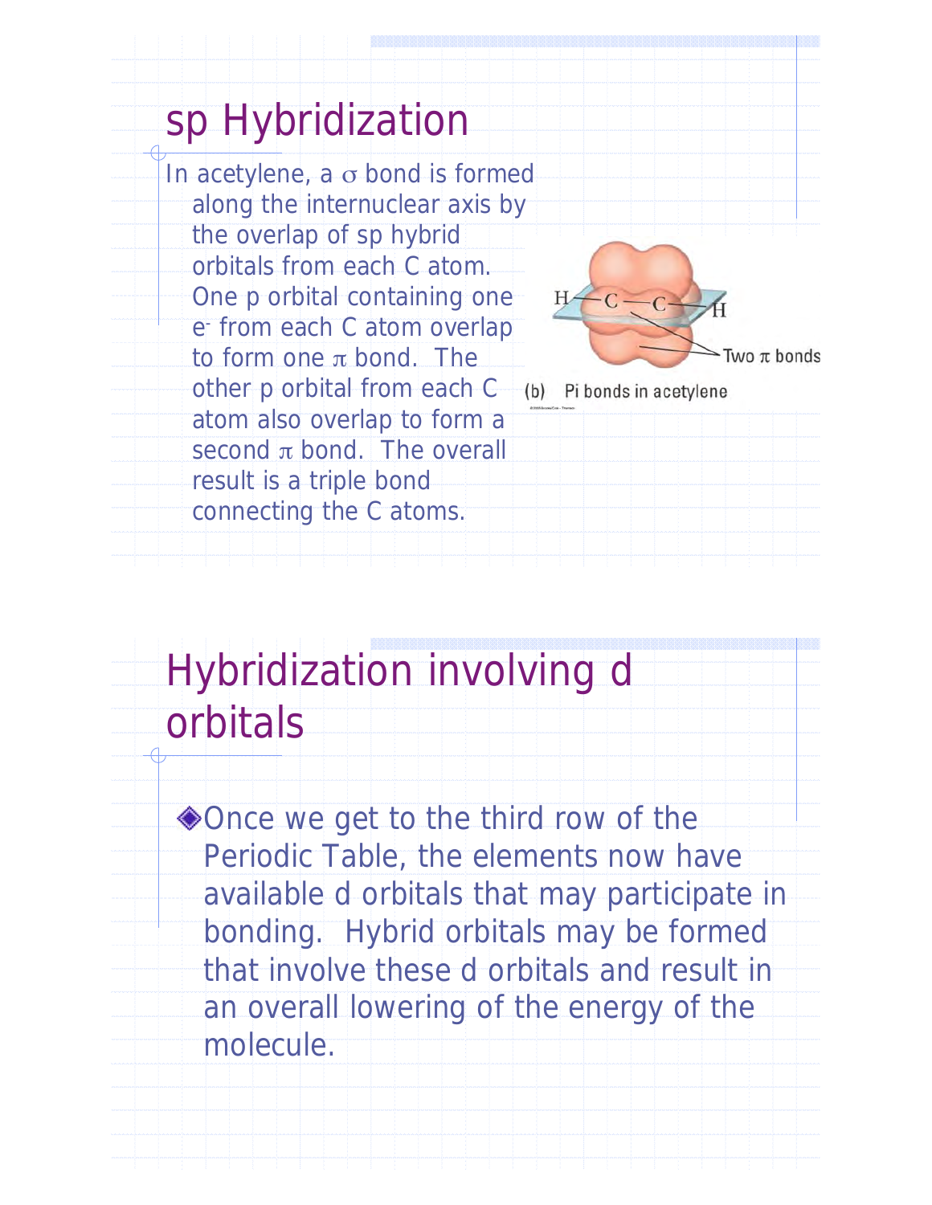# sp Hybridization

In acetylene, a $\sigma$ bond is formed along the internuclear axis by the overlap of sp hybrid orbitals from each C atom. One p orbital containing one $e^-$ from each C atom overlap to form one $\pi$ bond. The other p orbital from each C atom also overlap to form a second $\pi$ bond. The overall result is a triple bond connecting the C atoms.

(b) Pi bonds in acetylene

# Hybridization involving d orbitals

- Once we get to the third row of the Periodic Table, the elements now have available d orbitals that may participate in bonding. Hybrid orbitals may be formed that involve these d orbitals and result in an overall lowering of the energy of the molecule.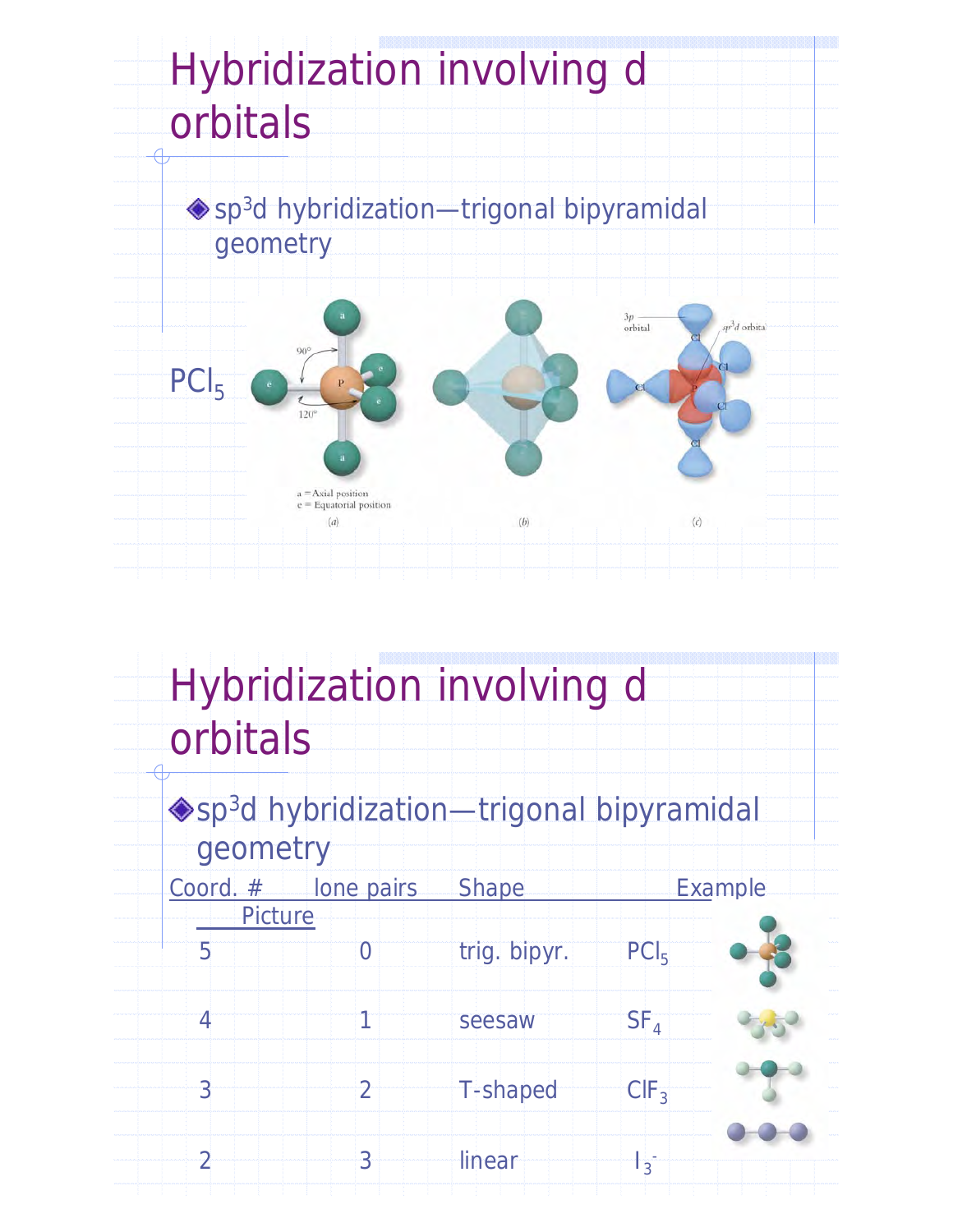# Hybridization involving d orbitals

- $sp^3d$ hybridization—trigonal bipyramidal geometry

$PCl_5$

a = Axial position
e = Equatorial position

(a) (b) (c)

# Hybridization involving d orbitals

- $sp^3d$ hybridization—trigonal bipyramidal geometry

| Coord. # | lone pairs | Shape | Example | Picture |
| --- | --- | --- | --- | --- |
| 5 | 0 | trig. bipyr. | $PCl_5$ | |
| 4 | 1 | seesaw | $SF_4$ | |
| 3 | 2 | T-shaped | $ClF_3$ | |
| 2 | 3 | linear | $I_3^-$ | |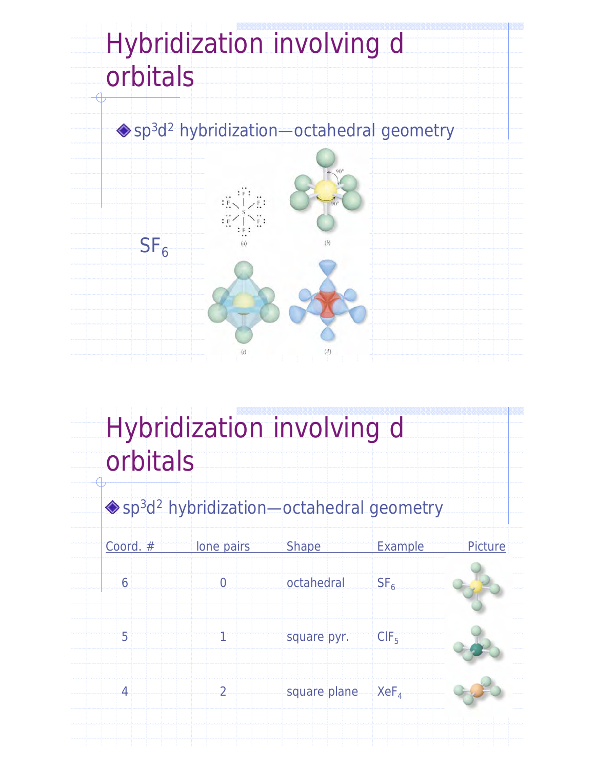# Hybridization involving d orbitals

- $sp^3d^2$ hybridization—octahedral geometry

$SF_6$

(a) (b) (c) (d)

# Hybridization involving d orbitals

- $sp^3d^2$ hybridization—octahedral geometry

| Coord. # | lone pairs | Shape | Example | Picture |
|---|---|---|---|---|
| 6 | 0 | octahedral | $SF_6$ | |
| 5 | 1 | square pyr. | $ClF_5$ | |
| 4 | 2 | square plane | $XeF_4$ | |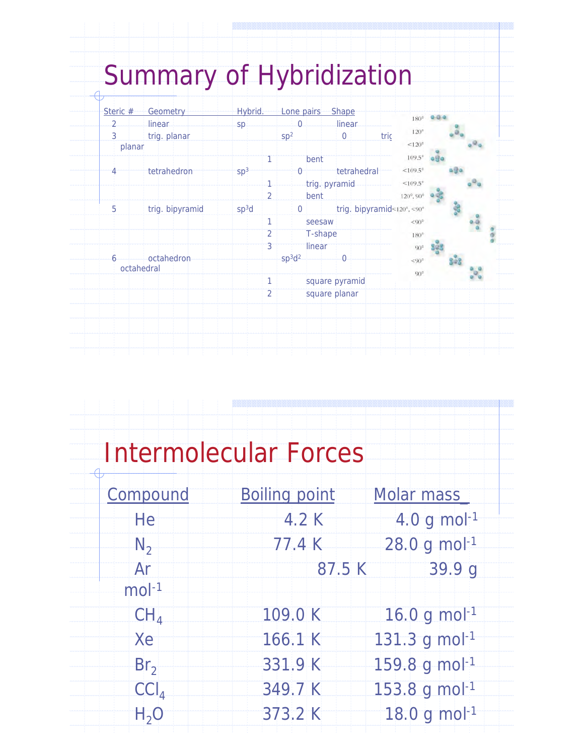# Summary of Hybridization

| Steric # | Geometry | Hybrid. | Lone pairs | Shape | |
|---|---|---|---|---|---|
| 2 | linear | sp | 0 | linear | 180° |
| 3 | trig. planar | $sp^2$ | 0 | trig. planar | 120° |
| | | | 1 | bent | <120° |
| 4 | tetrahedron | $sp^3$ | 0 | tetrahedral | 109.5° |
| | | | 1 | trig. pyramid | <109.5° |
| | | | 2 | bent | <109.5° |
| 5 | trig. bipyramid | $sp^3d$ | 0 | trig. bipyramid | 120°, 90° |
| | | | 1 | seesaw | <120°, <90° |
| | | | 2 | T-shape | <90° |
| | | | 3 | linear | 180° |
| 6 | octahedron | $sp^3d^2$ | 0 | octahedral | 90° |
| | | | 1 | square pyramid | <90° |
| | | | 2 | square planar | 90° |

# Intermolecular Forces

| Compound | Boiling point | Molar mass |
|---|---|---|
| He | 4.2 K | 4.0 g $mol^{-1}$ |
| $N_2$ | 77.4 K | 28.0 g $mol^{-1}$ |
| Ar | 87.5 K | 39.9 g $mol^{-1}$ |
| $CH_4$ | 109.0 K | 16.0 g $mol^{-1}$ |
| Xe | 166.1 K | 131.3 g $mol^{-1}$ |
| $Br_2$ | 331.9 K | 159.8 g $mol^{-1}$ |
| $CCl_4$ | 349.7 K | 153.8 g $mol^{-1}$ |
| $H_2O$ | 373.2 K | 18.0 g $mol^{-1}$ |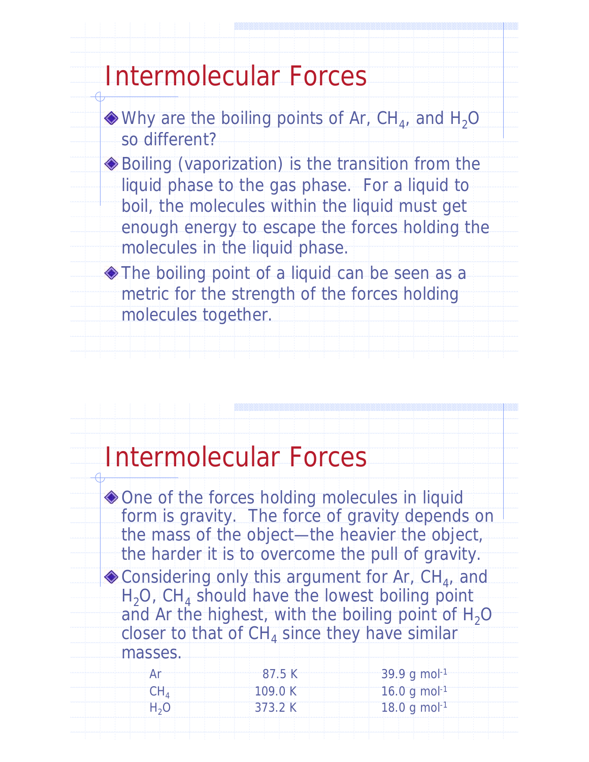# Intermolecular Forces

- Why are the boiling points of Ar, $CH_4$, and $H_2O$ so different?
- Boiling (vaporization) is the transition from the liquid phase to the gas phase. For a liquid to boil, the molecules within the liquid must get enough energy to escape the forces holding the molecules in the liquid phase.
- The boiling point of a liquid can be seen as a metric for the strength of the forces holding molecules together.

# Intermolecular Forces

- One of the forces holding molecules in liquid form is gravity. The force of gravity depends on the mass of the object—the heavier the object, the harder it is to overcome the pull of gravity.
- Considering only this argument for Ar, $CH_4$, and $H_2O$, $CH_4$ should have the lowest boiling point and Ar the highest, with the boiling point of $H_2O$ closer to that of $CH_4$ since they have similar masses.

| | | |
|---|---|---|
| Ar | 87.5 K | 39.9 g mol$^{-1}$ |
| $CH_4$ | 109.0 K | 16.0 g mol$^{-1}$ |
| $H_2O$ | 373.2 K | 18.0 g mol$^{-1}$ |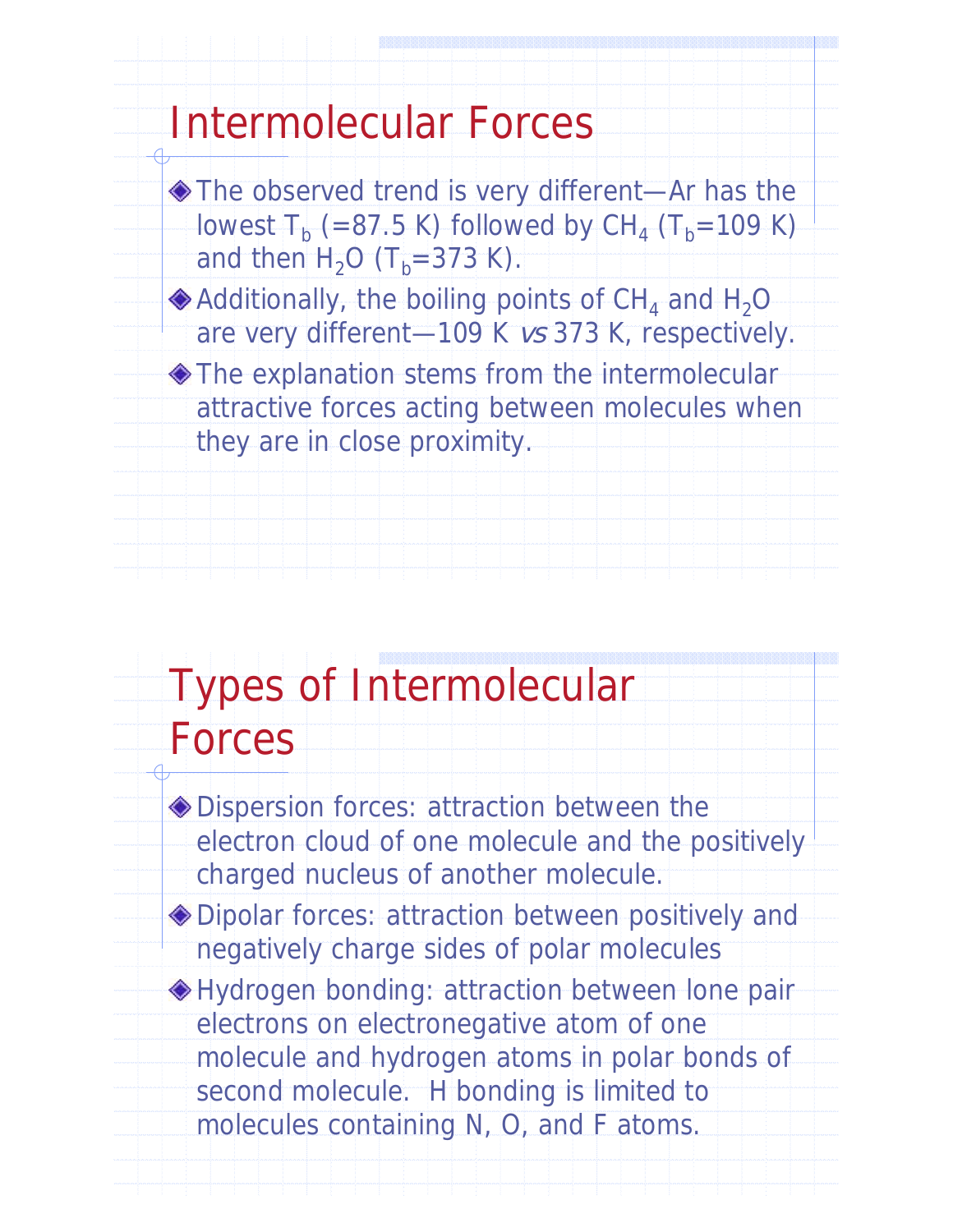# Intermolecular Forces

- The observed trend is very different—Ar has the lowest $T_b$ (=87.5 K) followed by $CH_4$ ($T_b$=109 K) and then $H_2O$ ($T_b$=373 K).
- Additionally, the boiling points of $CH_4$ and $H_2O$ are very different—109 K *vs* 373 K, respectively.
- The explanation stems from the intermolecular attractive forces acting between molecules when they are in close proximity.

# Types of Intermolecular Forces

- Dispersion forces: attraction between the electron cloud of one molecule and the positively charged nucleus of another molecule.
- Dipolar forces: attraction between positively and negatively charge sides of polar molecules
- Hydrogen bonding: attraction between lone pair electrons on electronegative atom of one molecule and hydrogen atoms in polar bonds of second molecule. H bonding is limited to molecules containing N, O, and F atoms.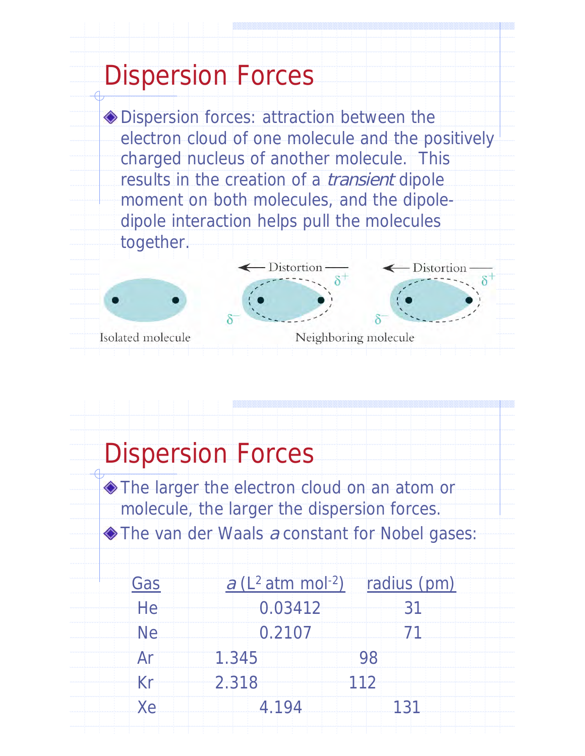# Dispersion Forces

- Dispersion forces: attraction between the electron cloud of one molecule and the positively charged nucleus of another molecule. This results in the creation of a *transient* dipole moment on both molecules, and the dipole-dipole interaction helps pull the molecules together.

Isolated molecule

Neighboring molecule

# Dispersion Forces

- The larger the electron cloud on an atom or molecule, the larger the dispersion forces.
- The van der Waals *a* constant for Nobel gases:

| Gas | *a* ($L^2$ atm $mol^{-2}$) | radius (pm) |
|---|---|---|
| He | 0.03412 | 31 |
| Ne | 0.2107 | 71 |
| Ar | 1.345 | 98 |
| Kr | 2.318 | 112 |
| Xe | 4.194 | 131 |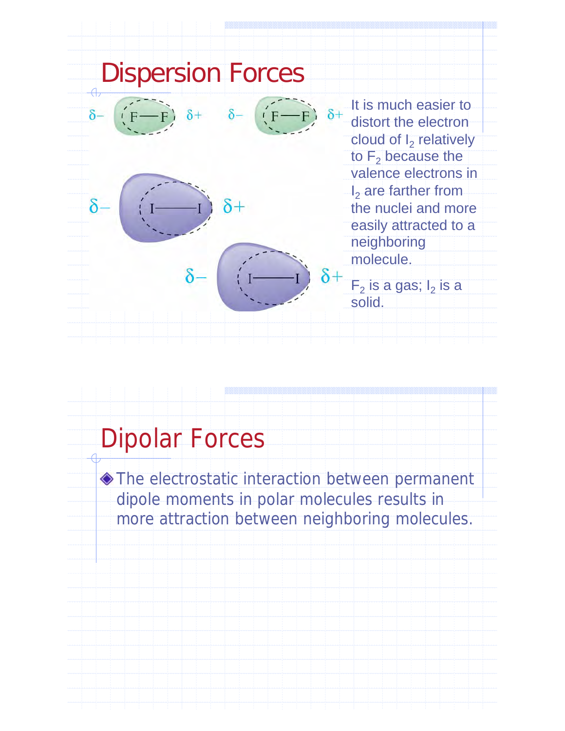# Dispersion Forces

It is much easier to distort the electron cloud of $I_2$ relatively to $F_2$ because the valence electrons in $I_2$ are farther from the nuclei and more easily attracted to a neighboring molecule.

$F_2$ is a gas; $I_2$ is a solid.

# Dipolar Forces

- The electrostatic interaction between permanent dipole moments in polar molecules results in more attraction between neighboring molecules.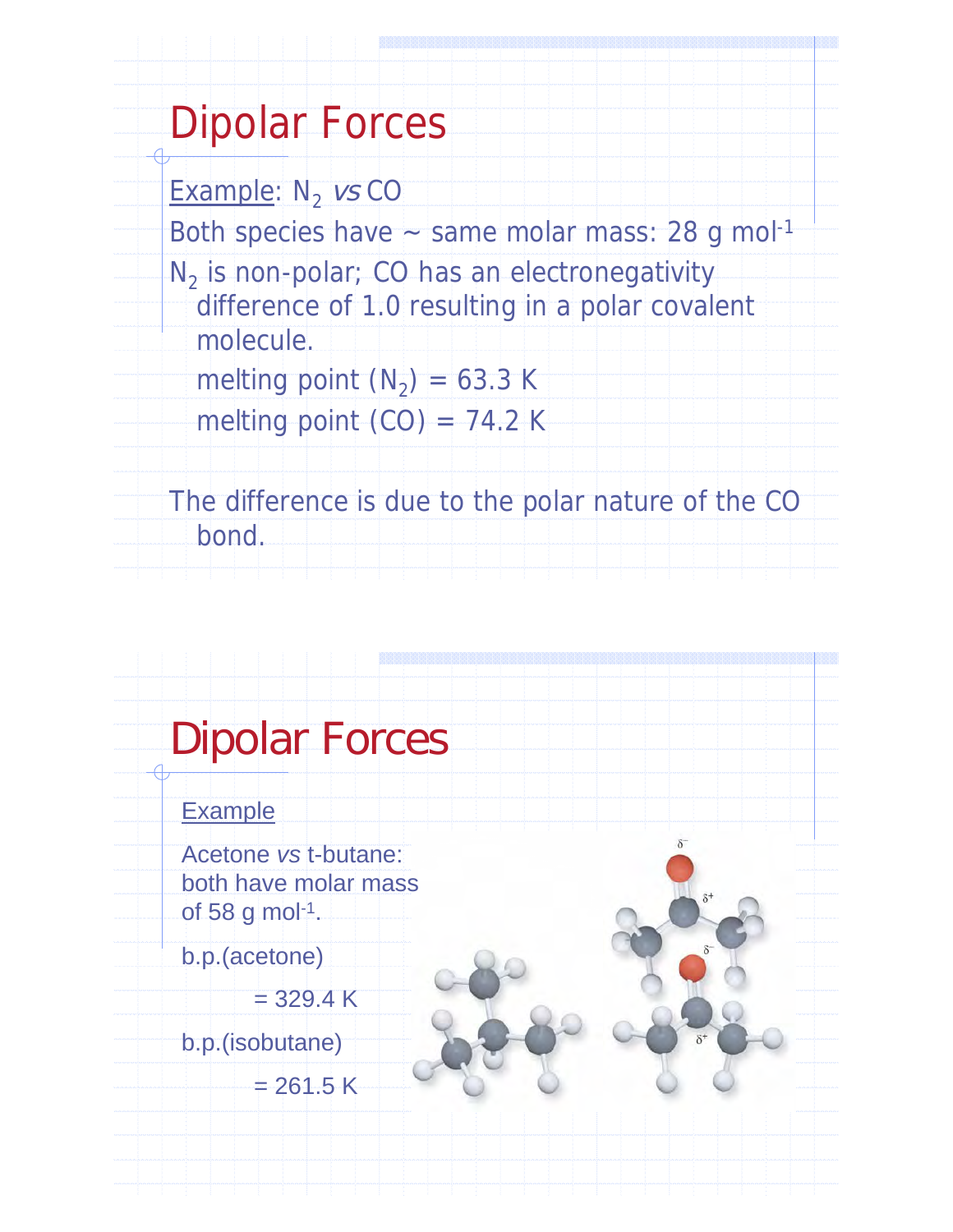# Dipolar Forces

Example: $N_2$ *vs* CO

Both species have ~ same molar mass: 28 g $mol^{-1}$

$N_2$ is non-polar; CO has an electronegativity difference of 1.0 resulting in a polar covalent molecule.

melting point ($N_2$) = 63.3 K

melting point (CO) = 74.2 K

The difference is due to the polar nature of the CO bond.

# Dipolar Forces

Example

Acetone *vs* t-butane: both have molar mass of 58 g $mol^{-1}$.

b.p.(acetone)

= 329.4 K

b.p.(isobutane)

= 261.5 K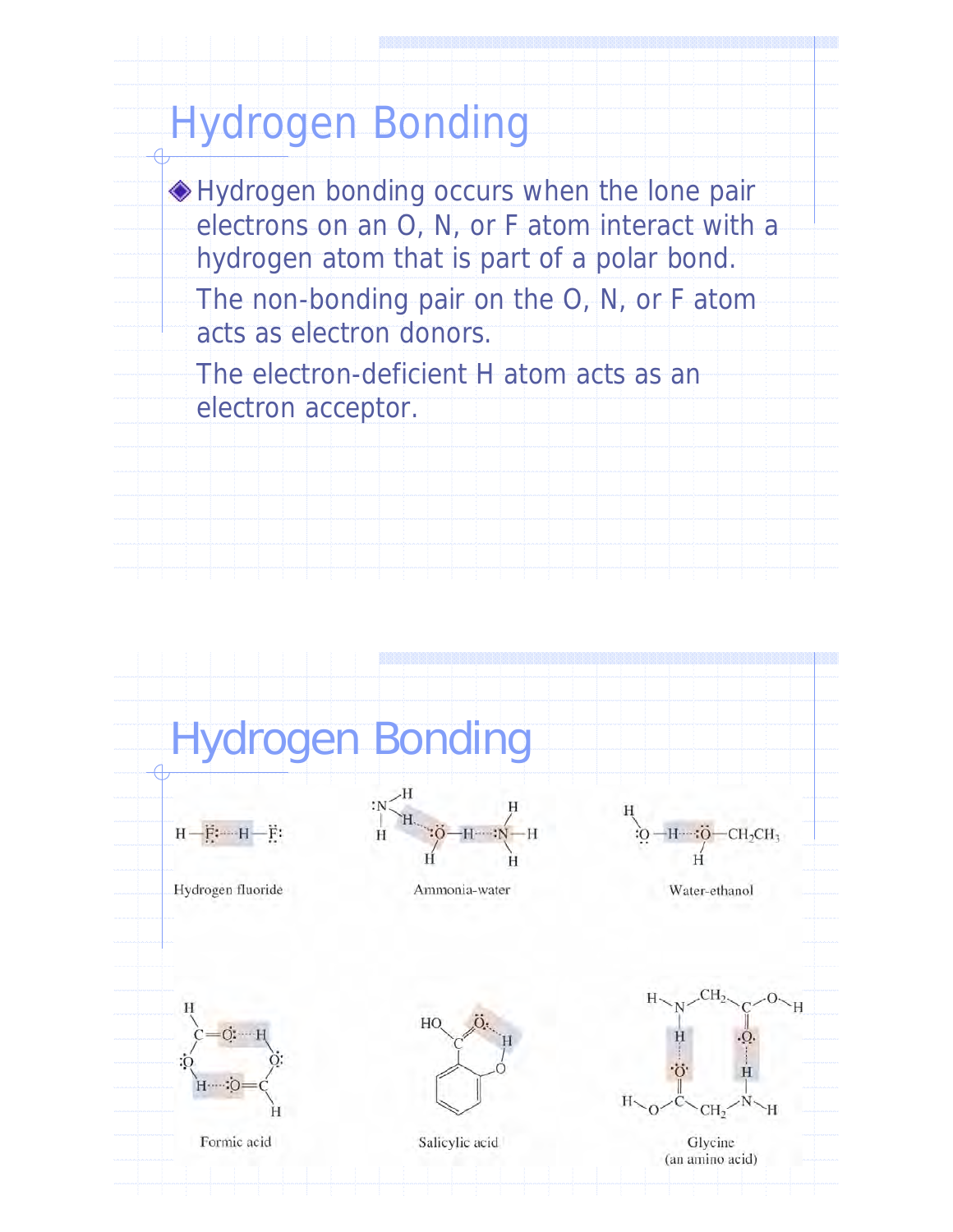# Hydrogen Bonding

- Hydrogen bonding occurs when the lone pair electrons on an O, N, or F atom interact with a hydrogen atom that is part of a polar bond.

  The non-bonding pair on the O, N, or F atom acts as electron donors.

  The electron-deficient H atom acts as an electron acceptor.

# Hydrogen Bonding

Hydrogen fluoride

Ammonia-water

Water-ethanol

Formic acid

Salicylic acid

Glycine (an amino acid)